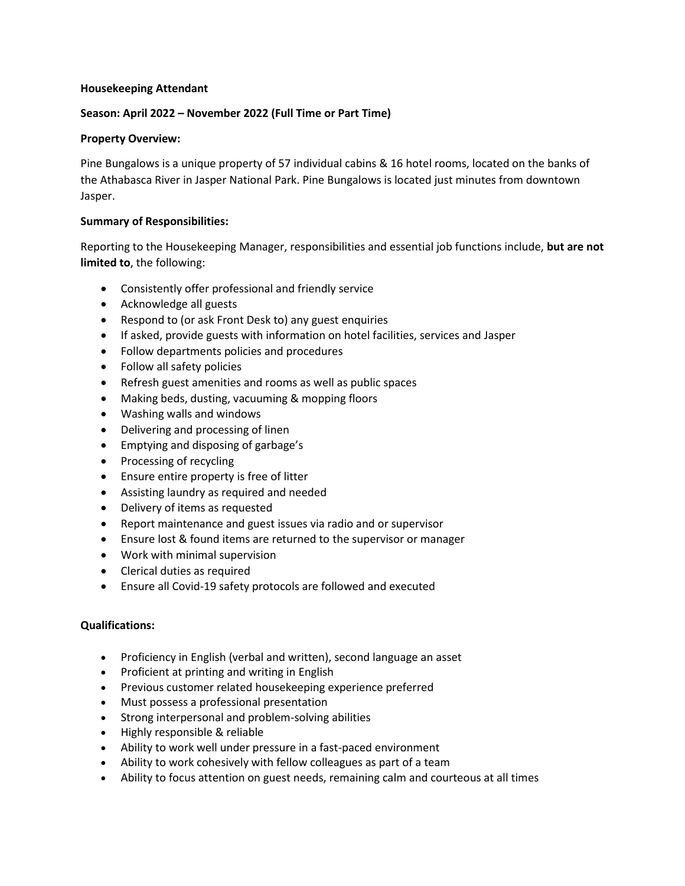**Housekeeping Attendant**

**Season: April 2022 – November 2022 (Full Time or Part Time)**

**Property Overview:**

Pine Bungalows is a unique property of 57 individual cabins & 16 hotel rooms, located on the banks of the Athabasca River in Jasper National Park. Pine Bungalows is located just minutes from downtown Jasper.

**Summary of Responsibilities:**

Reporting to the Housekeeping Manager, responsibilities and essential job functions include, **but are not limited to**, the following:

- Consistently offer professional and friendly service
- Acknowledge all guests
- Respond to (or ask Front Desk to) any guest enquiries
- If asked, provide guests with information on hotel facilities, services and Jasper
- Follow departments policies and procedures
- Follow all safety policies
- Refresh guest amenities and rooms as well as public spaces
- Making beds, dusting, vacuuming & mopping floors
- Washing walls and windows
- Delivering and processing of linen
- Emptying and disposing of garbage's
- Processing of recycling
- Ensure entire property is free of litter
- Assisting laundry as required and needed
- Delivery of items as requested
- Report maintenance and guest issues via radio and or supervisor
- Ensure lost & found items are returned to the supervisor or manager
- Work with minimal supervision
- Clerical duties as required
- Ensure all Covid-19 safety protocols are followed and executed

**Qualifications:**

- Proficiency in English (verbal and written), second language an asset
- Proficient at printing and writing in English
- Previous customer related housekeeping experience preferred
- Must possess a professional presentation
- Strong interpersonal and problem-solving abilities
- Highly responsible & reliable
- Ability to work well under pressure in a fast-paced environment
- Ability to work cohesively with fellow colleagues as part of a team
- Ability to focus attention on guest needs, remaining calm and courteous at all times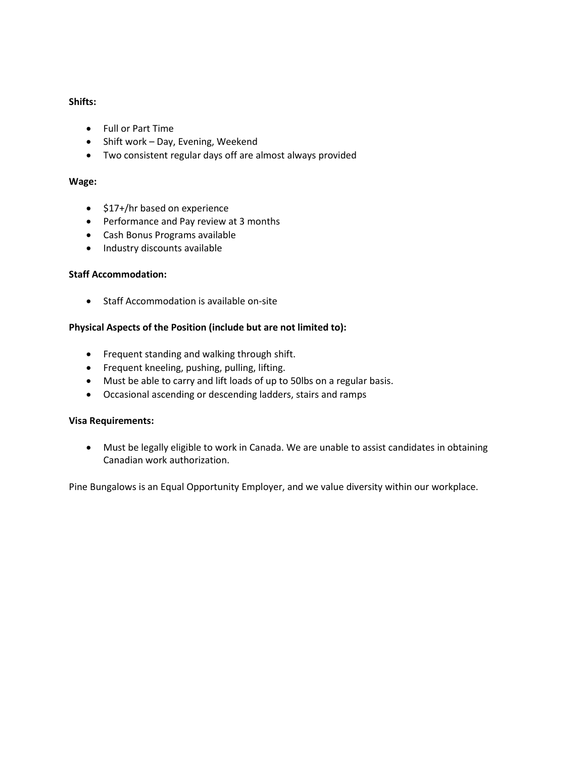**Shifts:**

- Full or Part Time
- Shift work – Day, Evening, Weekend
- Two consistent regular days off are almost always provided

**Wage:**

- $17+/hr based on experience
- Performance and Pay review at 3 months
- Cash Bonus Programs available
- Industry discounts available

**Staff Accommodation:**

- Staff Accommodation is available on-site

**Physical Aspects of the Position (include but are not limited to):**

- Frequent standing and walking through shift.
- Frequent kneeling, pushing, pulling, lifting.
- Must be able to carry and lift loads of up to 50lbs on a regular basis.
- Occasional ascending or descending ladders, stairs and ramps

**Visa Requirements:**

- Must be legally eligible to work in Canada. We are unable to assist candidates in obtaining Canadian work authorization.

Pine Bungalows is an Equal Opportunity Employer, and we value diversity within our workplace.